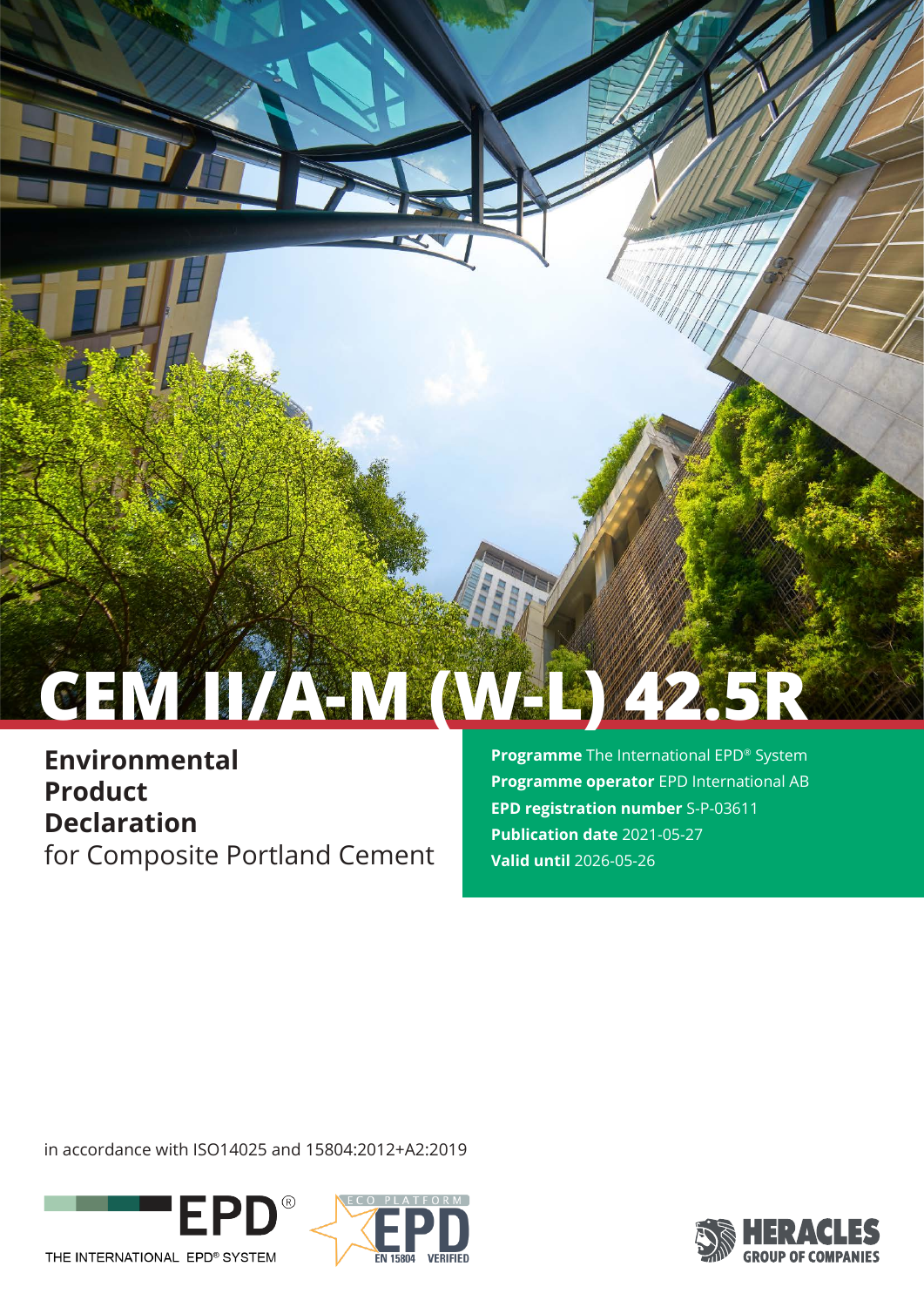# CEM II/A-M (W-L) 42.5R

## Environmental Product Declaration

for Composite Portland Cement

**Programme** The International EPD® System
**Programme operator** EPD International AB
**EPD registration number** S-P-03611
**Publication date** 2021-05-27
**Valid until** 2026-05-26

in accordance with ISO14025 and 15804:2012+A2:2019

EPD® THE INTERNATIONAL EPD® SYSTEM

ECO PLATFORM EPD EN 15804 VERIFIED

HERACLES GROUP OF COMPANIES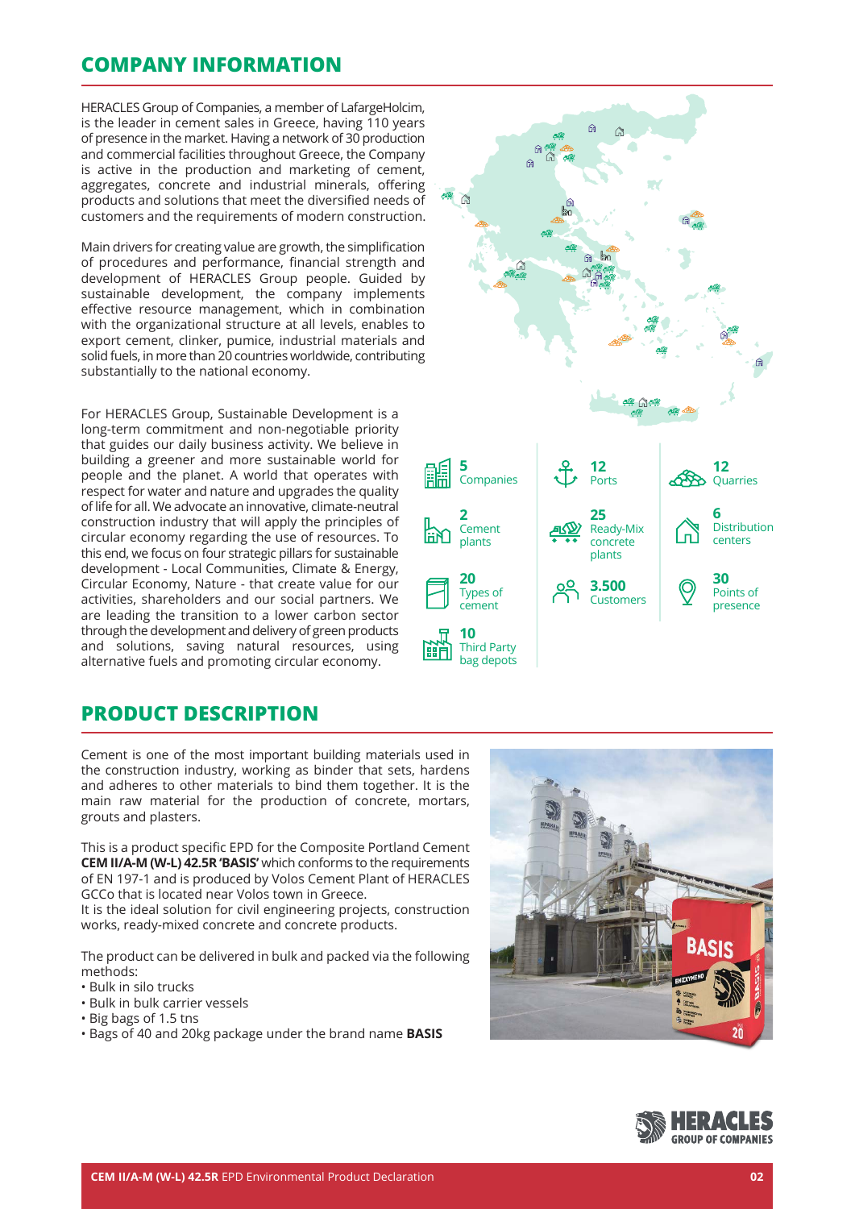## COMPANY INFORMATION

HERACLES Group of Companies, a member of LafargeHolcim, is the leader in cement sales in Greece, having 110 years of presence in the market. Having a network of 30 production and commercial facilities throughout Greece, the Company is active in the production and marketing of cement, aggregates, concrete and industrial minerals, offering products and solutions that meet the diversified needs of customers and the requirements of modern construction.

Main drivers for creating value are growth, the simplification of procedures and performance, financial strength and development of HERACLES Group people. Guided by sustainable development, the company implements effective resource management, which in combination with the organizational structure at all levels, enables to export cement, clinker, pumice, industrial materials and solid fuels, in more than 20 countries worldwide, contributing substantially to the national economy.

For HERACLES Group, Sustainable Development is a long-term commitment and non-negotiable priority that guides our daily business activity. We believe in building a greener and more sustainable world for people and the planet. A world that operates with respect for water and nature and upgrades the quality of life for all. We advocate an innovative, climate-neutral construction industry that will apply the principles of circular economy regarding the use of resources. To this end, we focus on four strategic pillars for sustainable development - Local Communities, Climate & Energy, Circular Economy, Nature - that create value for our activities, shareholders and our social partners. We are leading the transition to a lower carbon sector through the development and delivery of green products and solutions, saving natural resources, using alternative fuels and promoting circular economy.

- **5** Companies
- **2** Cement plants
- **20** Types of cement
- **10** Third Party bag depots
- **12** Ports
- **25** Ready-Mix concrete plants
- **3.500** Customers
- **12** Quarries
- **6** Distribution centers
- **30** Points of presence

## PRODUCT DESCRIPTION

Cement is one of the most important building materials used in the construction industry, working as binder that sets, hardens and adheres to other materials to bind them together. It is the main raw material for the production of concrete, mortars, grouts and plasters.

This is a product specific EPD for the Composite Portland Cement **CEM II/A-M (W-L) 42.5R 'BASIS'** which conforms to the requirements of EN 197-1 and is produced by Volos Cement Plant of HERACLES GCCo that is located near Volos town in Greece.
It is the ideal solution for civil engineering projects, construction works, ready-mixed concrete and concrete products.

The product can be delivered in bulk and packed via the following methods:

- Bulk in silo trucks
- Bulk in bulk carrier vessels
- Big bags of 1.5 tns
- Bags of 40 and 20kg package under the brand name **BASIS**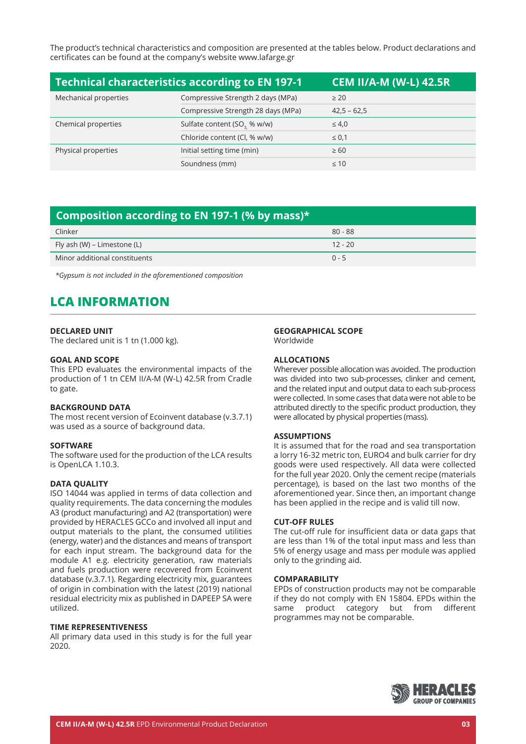The product's technical characteristics and composition are presented at the tables below. Product declarations and certificates can be found at the company's website www.lafarge.gr

| Technical characteristics according to EN 197-1 | | CEM II/A-M (W-L) 42.5R |
|---|---|---|
| Mechanical properties | Compressive Strength 2 days (MPa) | ≥ 20 |
| | Compressive Strength 28 days (MPa) | 42,5 – 62,5 |
| Chemical properties | Sulfate content ($SO_3$, % w/w) | ≤ 4,0 |
| | Chloride content (Cl, % w/w) | ≤ 0,1 |
| Physical properties | Initial setting time (min) | ≥ 60 |
| | Soundness (mm) | ≤ 10 |

| Composition according to EN 197-1 (% by mass)* | |
|---|---|
| Clinker | 80 - 88 |
| Fly ash (W) – Limestone (L) | 12 - 20 |
| Minor additional constituents | 0 - 5 |

*\*Gypsum is not included in the aforementioned composition*

## LCA INFORMATION

**DECLARED UNIT**
The declared unit is 1 tn (1.000 kg).

**GOAL AND SCOPE**
This EPD evaluates the environmental impacts of the production of 1 tn CEM II/A-M (W-L) 42.5R from Cradle to gate.

**BACKGROUND DATA**
The most recent version of Ecoinvent database (v.3.7.1) was used as a source of background data.

**SOFTWARE**
The software used for the production of the LCA results is OpenLCA 1.10.3.

**DATA QUALITY**
ISO 14044 was applied in terms of data collection and quality requirements. The data concerning the modules A3 (product manufacturing) and A2 (transportation) were provided by HERACLES GCCo and involved all input and output materials to the plant, the consumed utilities (energy, water) and the distances and means of transport for each input stream. The background data for the module A1 e.g. electricity generation, raw materials and fuels production were recovered from Ecoinvent database (v.3.7.1). Regarding electricity mix, guarantees of origin in combination with the latest (2019) national residual electricity mix as published in DAPEEP SA were utilized.

**TIME REPRESENTIVENESS**
All primary data used in this study is for the full year 2020.

**GEOGRAPHICAL SCOPE**
Worldwide

**ALLOCATIONS**
Wherever possible allocation was avoided. The production was divided into two sub-processes, clinker and cement, and the related input and output data to each sub-process were collected. In some cases that data were not able to be attributed directly to the specific product production, they were allocated by physical properties (mass).

**ASSUMPTIONS**
It is assumed that for the road and sea transportation a lorry 16-32 metric ton, EURO4 and bulk carrier for dry goods were used respectively. All data were collected for the full year 2020. Only the cement recipe (materials percentage), is based on the last two months of the aforementioned year. Since then, an important change has been applied in the recipe and is valid till now.

**CUT-OFF RULES**
The cut-off rule for insufficient data or data gaps that are less than 1% of the total input mass and less than 5% of energy usage and mass per module was applied only to the grinding aid.

**COMPARABILITY**
EPDs of construction products may not be comparable if they do not comply with EN 15804. EPDs within the same product category but from different programmes may not be comparable.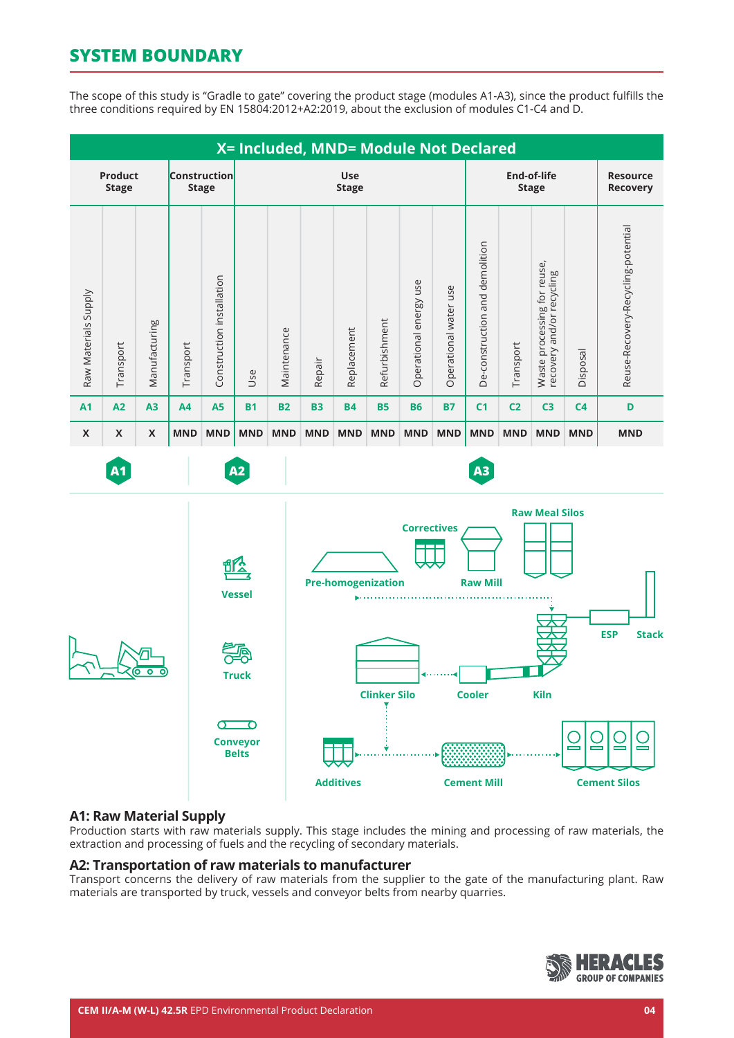## SYSTEM BOUNDARY

The scope of this study is "Gradle to gate" covering the product stage (modules A1-A3), since the product fulfills the three conditions required by EN 15804:2012+A2:2019, about the exclusion of modules C1-C4 and D.

| X= Included, MND= Module Not Declared | | | | | | | | | | | | | | | | |
|---|---|---|---|---|---|---|---|---|---|---|---|---|---|---|---|---|
| Product Stage | | | Construction Stage | | Use Stage | | | | | | | End-of-life Stage | | | | Resource Recovery |
| Raw Materials Supply | Transport | Manufacturing | Transport | Construction installation | Use | Maintenance | Repair | Replacement | Refurbishment | Operational energy use | Operational water use | De-construction and demolition | Transport | Waste processing for reuse, recovery and/or recycling | Disposal | Reuse-Recovery-Recycling-potential |
| A1 | A2 | A3 | A4 | A5 | B1 | B2 | B3 | B4 | B5 | B6 | B7 | C1 | C2 | C3 | C4 | D |
| X | X | X | MND | MND | MND | MND | MND | MND | MND | MND | MND | MND | MND | MND | MND | MND |

A1 | A2 | A3

Vessel, Truck, Conveyor Belts

Pre-homogenization, Correctives, Raw Mill, Raw Meal Silos, ESP, Stack, Kiln, Cooler, Clinker Silo, Additives, Cement Mill, Cement Silos

### A1: Raw Material Supply

Production starts with raw materials supply. This stage includes the mining and processing of raw materials, the extraction and processing of fuels and the recycling of secondary materials.

### A2: Transportation of raw materials to manufacturer

Transport concerns the delivery of raw materials from the supplier to the gate of the manufacturing plant. Raw materials are transported by truck, vessels and conveyor belts from nearby quarries.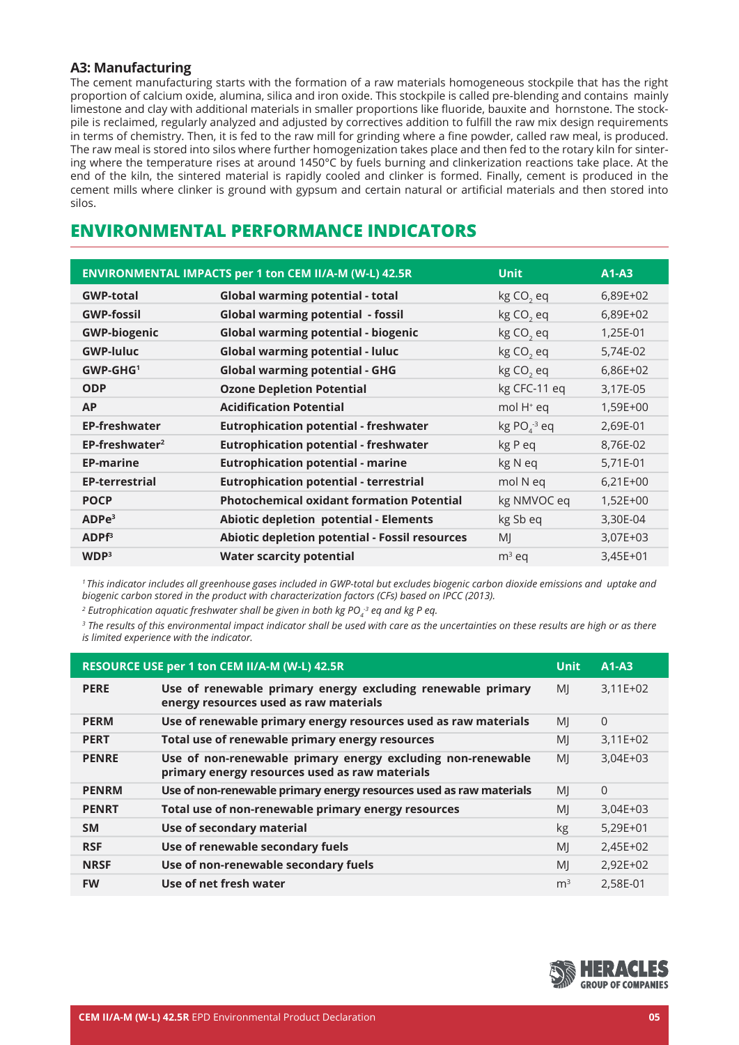### A3: Manufacturing

The cement manufacturing starts with the formation of a raw materials homogeneous stockpile that has the right proportion of calcium oxide, alumina, silica and iron oxide. This stockpile is called pre-blending and contains mainly limestone and clay with additional materials in smaller proportions like fluoride, bauxite and hornstone. The stockpile is reclaimed, regularly analyzed and adjusted by correctives addition to fulfill the raw mix design requirements in terms of chemistry. Then, it is fed to the raw mill for grinding where a fine powder, called raw meal, is produced. The raw meal is stored into silos where further homogenization takes place and then fed to the rotary kiln for sintering where the temperature rises at around 1450°C by fuels burning and clinkerization reactions take place. At the end of the kiln, the sintered material is rapidly cooled and clinker is formed. Finally, cement is produced in the cement mills where clinker is ground with gypsum and certain natural or artificial materials and then stored into silos.

## ENVIRONMENTAL PERFORMANCE INDICATORS

| ENVIRONMENTAL IMPACTS per 1 ton CEM II/A-M (W-L) 42.5R | | Unit | A1-A3 |
|---|---|---|---|
| **GWP-total** | **Global warming potential - total** | kg $CO_2$ eq | 6,89E+02 |
| **GWP-fossil** | **Global warming potential - fossil** | kg $CO_2$ eq | 6,89E+02 |
| **GWP-biogenic** | **Global warming potential - biogenic** | kg $CO_2$ eq | 1,25E-01 |
| **GWP-luluc** | **Global warming potential - luluc** | kg $CO_2$ eq | 5,74E-02 |
| **GWP-GHG**[1] | **Global warming potential - GHG** | kg $CO_2$ eq | 6,86E+02 |
| **ODP** | **Ozone Depletion Potential** | kg CFC-11 eq | 3,17E-05 |
| **AP** | **Acidification Potential** | mol $H^+$ eq | 1,59E+00 |
| **EP-freshwater** | **Eutrophication potential - freshwater** | kg $PO_4^{-3}$ eq | 2,69E-01 |
| **EP-freshwater**[2] | **Eutrophication potential - freshwater** | kg P eq | 8,76E-02 |
| **EP-marine** | **Eutrophication potential - marine** | kg N eq | 5,71E-01 |
| **EP-terrestrial** | **Eutrophication potential - terrestrial** | mol N eq | 6,21E+00 |
| **POCP** | **Photochemical oxidant formation Potential** | kg NMVOC eq | 1,52E+00 |
| **ADPe**[3] | **Abiotic depletion potential - Elements** | kg Sb eq | 3,30E-04 |
| **ADPf**[3] | **Abiotic depletion potential - Fossil resources** | MJ | 3,07E+03 |
| **WDP**[3] | **Water scarcity potential** | $m^3$ eq | 3,45E+01 |

*[1] This indicator includes all greenhouse gases included in GWP-total but excludes biogenic carbon dioxide emissions and uptake and biogenic carbon stored in the product with characterization factors (CFs) based on IPCC (2013).*

*[2] Eutrophication aquatic freshwater shall be given in both kg $PO_4^{-3}$ eq and kg P eq.*

*[3] The results of this environmental impact indicator shall be used with care as the uncertainties on these results are high or as there is limited experience with the indicator.*

| RESOURCE USE per 1 ton CEM II/A-M (W-L) 42.5R | | Unit | A1-A3 |
|---|---|---|---|
| **PERE** | **Use of renewable primary energy excluding renewable primary energy resources used as raw materials** | MJ | 3,11E+02 |
| **PERM** | **Use of renewable primary energy resources used as raw materials** | MJ | 0 |
| **PERT** | **Total use of renewable primary energy resources** | MJ | 3,11E+02 |
| **PENRE** | **Use of non-renewable primary energy excluding non-renewable primary energy resources used as raw materials** | MJ | 3,04E+03 |
| **PENRM** | **Use of non-renewable primary energy resources used as raw materials** | MJ | 0 |
| **PENRT** | **Total use of non-renewable primary energy resources** | MJ | 3,04E+03 |
| **SM** | **Use of secondary material** | kg | 5,29E+01 |
| **RSF** | **Use of renewable secondary fuels** | MJ | 2,45E+02 |
| **NRSF** | **Use of non-renewable secondary fuels** | MJ | 2,92E+02 |
| **FW** | **Use of net fresh water** | $m^3$ | 2,58E-01 |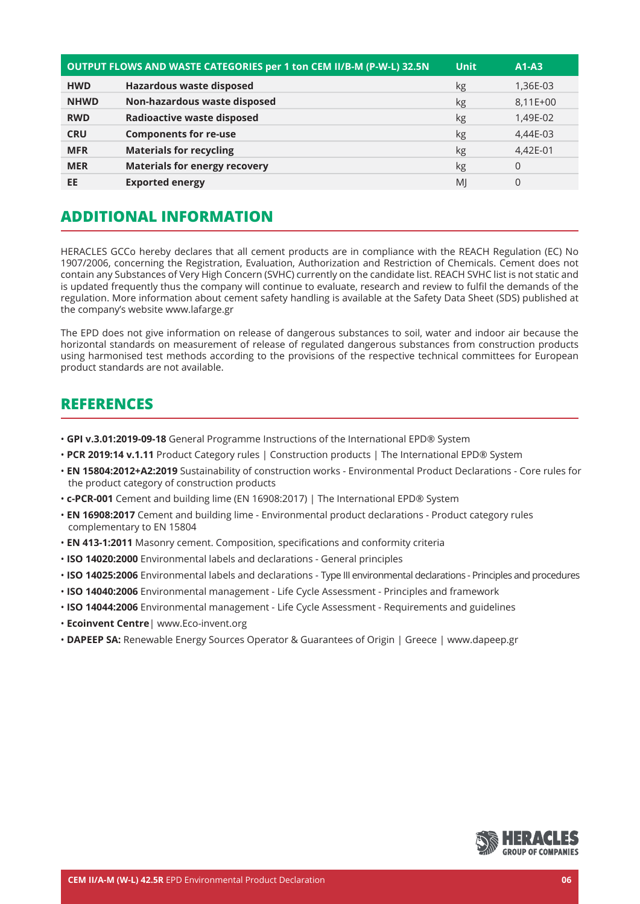| OUTPUT FLOWS AND WASTE CATEGORIES per 1 ton CEM II/B-M (P-W-L) 32.5N | | Unit | A1-A3 |
|---|---|---|---|
| **HWD** | **Hazardous waste disposed** | kg | 1,36E-03 |
| **NHWD** | **Non-hazardous waste disposed** | kg | 8,11E+00 |
| **RWD** | **Radioactive waste disposed** | kg | 1,49E-02 |
| **CRU** | **Components for re-use** | kg | 4,44E-03 |
| **MFR** | **Materials for recycling** | kg | 4,42E-01 |
| **MER** | **Materials for energy recovery** | kg | 0 |
| **EE** | **Exported energy** | MJ | 0 |

## ADDITIONAL INFORMATION

HERACLES GCCo hereby declares that all cement products are in compliance with the REACH Regulation (EC) No 1907/2006, concerning the Registration, Evaluation, Authorization and Restriction of Chemicals. Cement does not contain any Substances of Very High Concern (SVHC) currently on the candidate list. REACH SVHC list is not static and is updated frequently thus the company will continue to evaluate, research and review to fulfil the demands of the regulation. More information about cement safety handling is available at the Safety Data Sheet (SDS) published at the company's website www.lafarge.gr

The EPD does not give information on release of dangerous substances to soil, water and indoor air because the horizontal standards on measurement of release of regulated dangerous substances from construction products using harmonised test methods according to the provisions of the respective technical committees for European product standards are not available.

## REFERENCES

- **GPI v.3.01:2019-09-18** General Programme Instructions of the International EPD® System
- **PCR 2019:14 v.1.11** Product Category rules | Construction products | The International EPD® System
- **EN 15804:2012+A2:2019** Sustainability of construction works - Environmental Product Declarations - Core rules for the product category of construction products
- **c-PCR-001** Cement and building lime (EN 16908:2017) | The International EPD® System
- **EN 16908:2017** Cement and building lime - Environmental product declarations - Product category rules complementary to EN 15804
- **EN 413-1:2011** Masonry cement. Composition, specifications and conformity criteria
- **ISO 14020:2000** Environmental labels and declarations - General principles
- **ISO 14025:2006** Environmental labels and declarations - Type III environmental declarations - Principles and procedures
- **ISO 14040:2006** Environmental management - Life Cycle Assessment - Principles and framework
- **ISO 14044:2006** Environmental management - Life Cycle Assessment - Requirements and guidelines
- **Ecoinvent Centre**| www.Eco-invent.org
- **DAPEEP SA:** Renewable Energy Sources Operator & Guarantees of Origin | Greece | www.dapeep.gr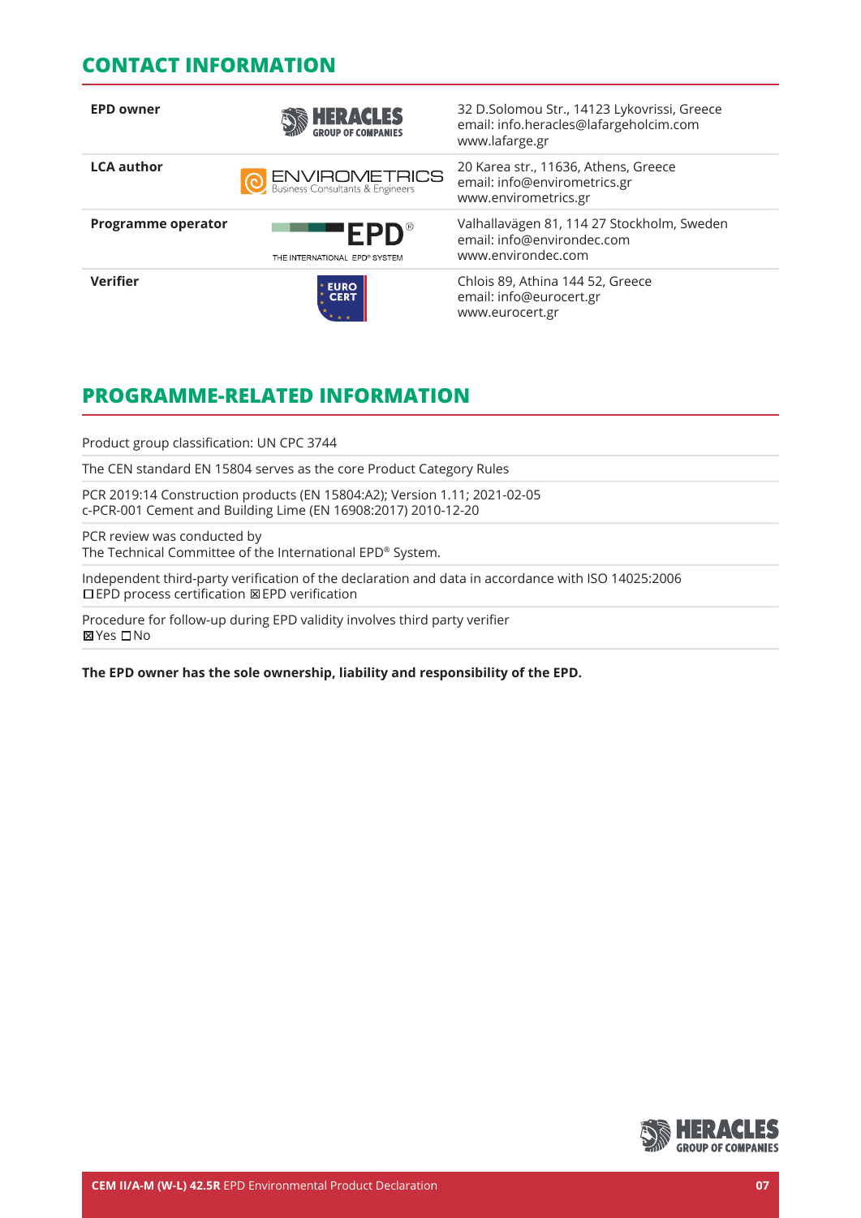## CONTACT INFORMATION

| | | |
|---|---|---|
| **EPD owner** | HERACLES GROUP OF COMPANIES | 32 D.Solomou Str., 14123 Lykovrissi, Greece<br>email: info.heracles@lafargeholcim.com<br>www.lafarge.gr |
| **LCA author** | ENVIROMETRICS Business Consultants & Engineers | 20 Karea str., 11636, Athens, Greece<br>email: info@envirometrics.gr<br>www.envirometrics.gr |
| **Programme operator** | EPD® THE INTERNATIONAL EPD® SYSTEM | Valhallavägen 81, 114 27 Stockholm, Sweden<br>email: info@environdec.com<br>www.environdec.com |
| **Verifier** | EURO CERT | Chlois 89, Athina 144 52, Greece<br>email: info@eurocert.gr<br>www.eurocert.gr |

## PROGRAMME-RELATED INFORMATION

Product group classification: UN CPC 3744

The CEN standard EN 15804 serves as the core Product Category Rules

PCR 2019:14 Construction products (EN 15804:A2); Version 1.11; 2021-02-05
c-PCR-001 Cement and Building Lime (EN 16908:2017) 2010-12-20

PCR review was conducted by
The Technical Committee of the International EPD® System.

Independent third-party verification of the declaration and data in accordance with ISO 14025:2006
☐ EPD process certification ☒ EPD verification

Procedure for follow-up during EPD validity involves third party verifier
☒ Yes ☐ No

**The EPD owner has the sole ownership, liability and responsibility of the EPD.**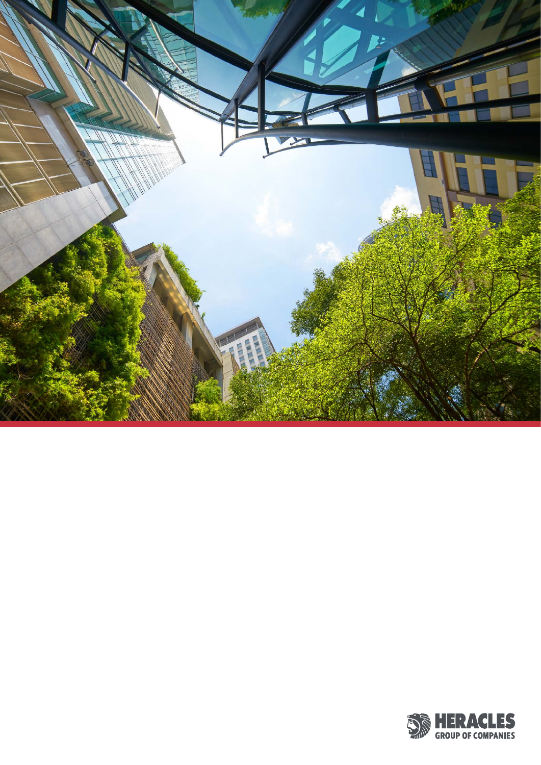HERACLES
GROUP OF COMPANIES